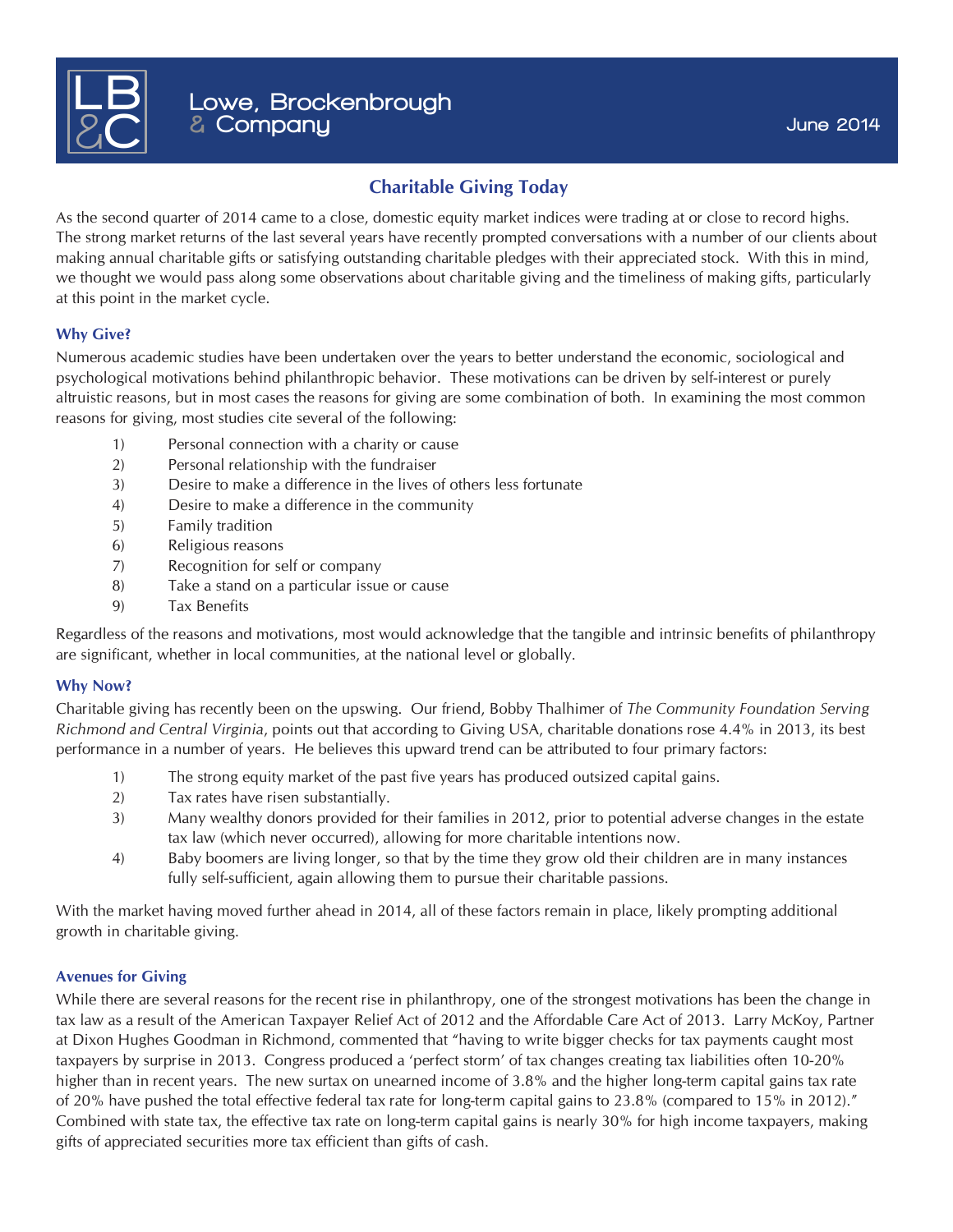Lowe, Brockenbrough & Company

June 2014

# Charitable Giving Today

As the second quarter of 2014 came to a close, domestic equity market indices were trading at or close to record highs. The strong market returns of the last several years have recently prompted conversations with a number of our clients about making annual charitable gifts or satisfying outstanding charitable pledges with their appreciated stock. With this in mind, we thought we would pass along some observations about charitable giving and the timeliness of making gifts, particularly at this point in the market cycle.

## Why Give?

Numerous academic studies have been undertaken over the years to better understand the economic, sociological and psychological motivations behind philanthropic behavior. These motivations can be driven by self-interest or purely altruistic reasons, but in most cases the reasons for giving are some combination of both. In examining the most common reasons for giving, most studies cite several of the following:

1) Personal connection with a charity or cause
2) Personal relationship with the fundraiser
3) Desire to make a difference in the lives of others less fortunate
4) Desire to make a difference in the community
5) Family tradition
6) Religious reasons
7) Recognition for self or company
8) Take a stand on a particular issue or cause
9) Tax Benefits

Regardless of the reasons and motivations, most would acknowledge that the tangible and intrinsic benefits of philanthropy are significant, whether in local communities, at the national level or globally.

## Why Now?

Charitable giving has recently been on the upswing. Our friend, Bobby Thalhimer of *The Community Foundation Serving Richmond and Central Virginia*, points out that according to Giving USA, charitable donations rose 4.4% in 2013, its best performance in a number of years. He believes this upward trend can be attributed to four primary factors:

1) The strong equity market of the past five years has produced outsized capital gains.
2) Tax rates have risen substantially.
3) Many wealthy donors provided for their families in 2012, prior to potential adverse changes in the estate tax law (which never occurred), allowing for more charitable intentions now.
4) Baby boomers are living longer, so that by the time they grow old their children are in many instances fully self-sufficient, again allowing them to pursue their charitable passions.

With the market having moved further ahead in 2014, all of these factors remain in place, likely prompting additional growth in charitable giving.

## Avenues for Giving

While there are several reasons for the recent rise in philanthropy, one of the strongest motivations has been the change in tax law as a result of the American Taxpayer Relief Act of 2012 and the Affordable Care Act of 2013. Larry McKoy, Partner at Dixon Hughes Goodman in Richmond, commented that "having to write bigger checks for tax payments caught most taxpayers by surprise in 2013. Congress produced a 'perfect storm' of tax changes creating tax liabilities often 10-20% higher than in recent years. The new surtax on unearned income of 3.8% and the higher long-term capital gains tax rate of 20% have pushed the total effective federal tax rate for long-term capital gains to 23.8% (compared to 15% in 2012)." Combined with state tax, the effective tax rate on long-term capital gains is nearly 30% for high income taxpayers, making gifts of appreciated securities more tax efficient than gifts of cash.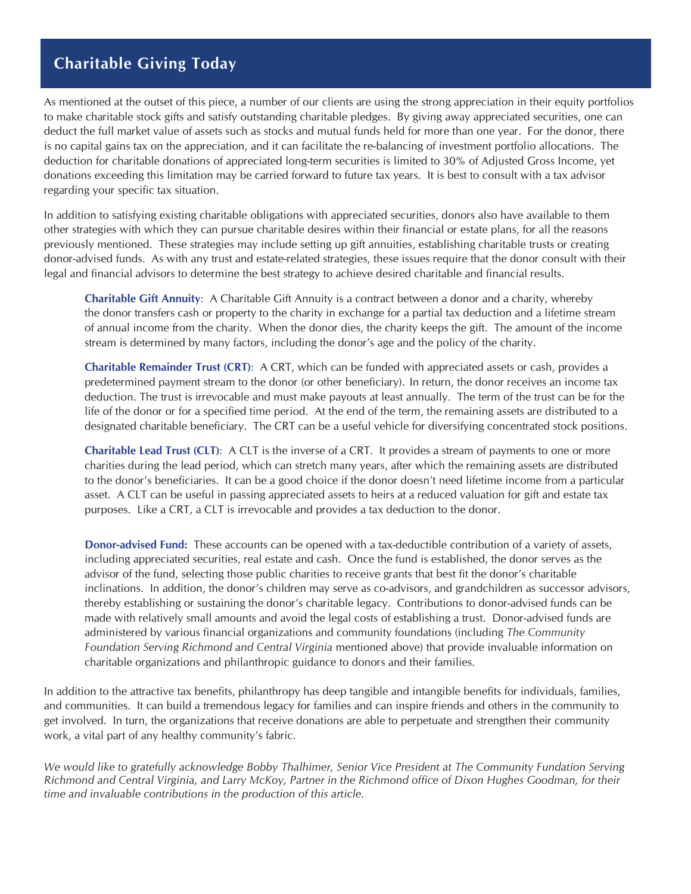## Charitable Giving Today

As mentioned at the outset of this piece, a number of our clients are using the strong appreciation in their equity portfolios to make charitable stock gifts and satisfy outstanding charitable pledges. By giving away appreciated securities, one can deduct the full market value of assets such as stocks and mutual funds held for more than one year. For the donor, there is no capital gains tax on the appreciation, and it can facilitate the re-balancing of investment portfolio allocations. The deduction for charitable donations of appreciated long-term securities is limited to 30% of Adjusted Gross Income, yet donations exceeding this limitation may be carried forward to future tax years. It is best to consult with a tax advisor regarding your specific tax situation.

In addition to satisfying existing charitable obligations with appreciated securities, donors also have available to them other strategies with which they can pursue charitable desires within their financial or estate plans, for all the reasons previously mentioned. These strategies may include setting up gift annuities, establishing charitable trusts or creating donor-advised funds. As with any trust and estate-related strategies, these issues require that the donor consult with their legal and financial advisors to determine the best strategy to achieve desired charitable and financial results.

**Charitable Gift Annuity**: A Charitable Gift Annuity is a contract between a donor and a charity, whereby the donor transfers cash or property to the charity in exchange for a partial tax deduction and a lifetime stream of annual income from the charity. When the donor dies, the charity keeps the gift. The amount of the income stream is determined by many factors, including the donor's age and the policy of the charity.

**Charitable Remainder Trust (CRT)**: A CRT, which can be funded with appreciated assets or cash, provides a predetermined payment stream to the donor (or other beneficiary). In return, the donor receives an income tax deduction. The trust is irrevocable and must make payouts at least annually. The term of the trust can be for the life of the donor or for a specified time period. At the end of the term, the remaining assets are distributed to a designated charitable beneficiary. The CRT can be a useful vehicle for diversifying concentrated stock positions.

**Charitable Lead Trust (CLT)**: A CLT is the inverse of a CRT. It provides a stream of payments to one or more charities during the lead period, which can stretch many years, after which the remaining assets are distributed to the donor's beneficiaries. It can be a good choice if the donor doesn't need lifetime income from a particular asset. A CLT can be useful in passing appreciated assets to heirs at a reduced valuation for gift and estate tax purposes. Like a CRT, a CLT is irrevocable and provides a tax deduction to the donor.

**Donor-advised Fund:** These accounts can be opened with a tax-deductible contribution of a variety of assets, including appreciated securities, real estate and cash. Once the fund is established, the donor serves as the advisor of the fund, selecting those public charities to receive grants that best fit the donor's charitable inclinations. In addition, the donor's children may serve as co-advisors, and grandchildren as successor advisors, thereby establishing or sustaining the donor's charitable legacy. Contributions to donor-advised funds can be made with relatively small amounts and avoid the legal costs of establishing a trust. Donor-advised funds are administered by various financial organizations and community foundations (including *The Community Foundation Serving Richmond and Central Virginia* mentioned above) that provide invaluable information on charitable organizations and philanthropic guidance to donors and their families.

In addition to the attractive tax benefits, philanthropy has deep tangible and intangible benefits for individuals, families, and communities. It can build a tremendous legacy for families and can inspire friends and others in the community to get involved. In turn, the organizations that receive donations are able to perpetuate and strengthen their community work, a vital part of any healthy community's fabric.

*We would like to gratefully acknowledge Bobby Thalhimer, Senior Vice President at The Community Fundation Serving Richmond and Central Virginia, and Larry McKoy, Partner in the Richmond office of Dixon Hughes Goodman, for their time and invaluable contributions in the production of this article.*